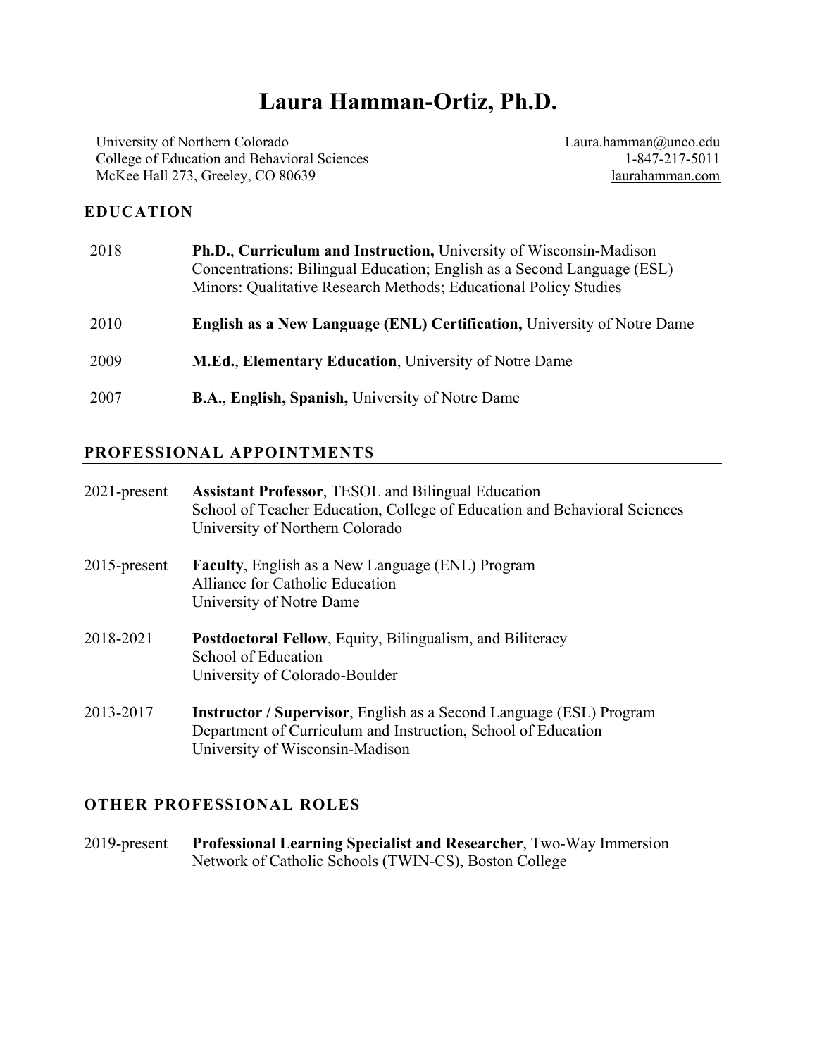# Laura Hamman-Ortiz, Ph.D.

University of Northern Colorado
College of Education and Behavioral Sciences
McKee Hall 273, Greeley, CO 80639

Laura.hamman@unco.edu
1-847-217-5011
laurahamman.com

## EDUCATION

2018 **Ph.D.**, **Curriculum and Instruction,** University of Wisconsin-Madison
Concentrations: Bilingual Education; English as a Second Language (ESL)
Minors: Qualitative Research Methods; Educational Policy Studies

2010 **English as a New Language (ENL) Certification,** University of Notre Dame

2009 **M.Ed.**, **Elementary Education**, University of Notre Dame

2007 **B.A.**, **English, Spanish,** University of Notre Dame

## PROFESSIONAL APPOINTMENTS

2021-present **Assistant Professor**, TESOL and Bilingual Education
School of Teacher Education, College of Education and Behavioral Sciences
University of Northern Colorado

2015-present **Faculty**, English as a New Language (ENL) Program
Alliance for Catholic Education
University of Notre Dame

2018-2021 **Postdoctoral Fellow**, Equity, Bilingualism, and Biliteracy
School of Education
University of Colorado-Boulder

2013-2017 **Instructor / Supervisor**, English as a Second Language (ESL) Program
Department of Curriculum and Instruction, School of Education
University of Wisconsin-Madison

## OTHER PROFESSIONAL ROLES

2019-present **Professional Learning Specialist and Researcher**, Two-Way Immersion Network of Catholic Schools (TWIN-CS), Boston College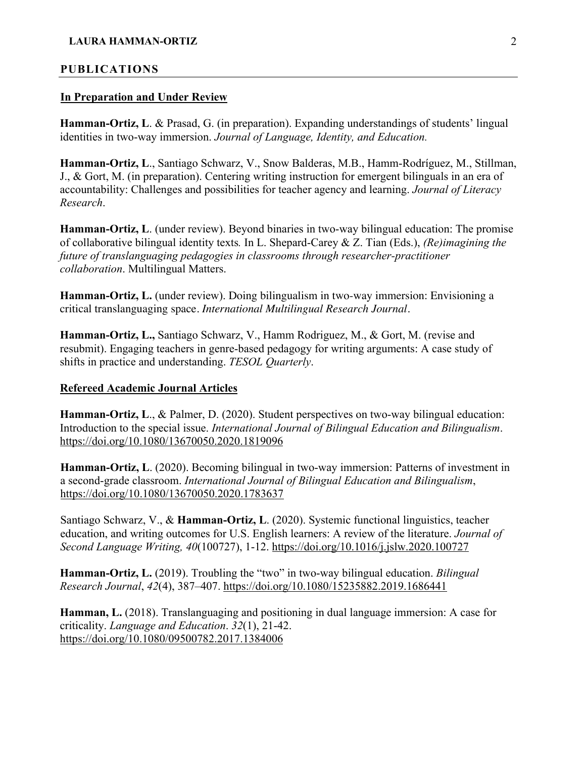## PUBLICATIONS

### In Preparation and Under Review

**Hamman-Ortiz, L**. & Prasad, G. (in preparation). Expanding understandings of students' lingual identities in two-way immersion. *Journal of Language, Identity, and Education.*

**Hamman-Ortiz, L**., Santiago Schwarz, V., Snow Balderas, M.B., Hamm-Rodríguez, M., Stillman, J., & Gort, M. (in preparation). Centering writing instruction for emergent bilinguals in an era of accountability: Challenges and possibilities for teacher agency and learning. *Journal of Literacy Research*.

**Hamman-Ortiz, L**. (under review). Beyond binaries in two-way bilingual education: The promise of collaborative bilingual identity texts*.* In L. Shepard-Carey & Z. Tian (Eds.), *(Re)imagining the future of translanguaging pedagogies in classrooms through researcher-practitioner collaboration*. Multilingual Matters.

**Hamman-Ortiz, L.** (under review). Doing bilingualism in two-way immersion: Envisioning a critical translanguaging space. *International Multilingual Research Journal*.

**Hamman-Ortiz, L.,** Santiago Schwarz, V., Hamm Rodriguez, M., & Gort, M. (revise and resubmit). Engaging teachers in genre-based pedagogy for writing arguments: A case study of shifts in practice and understanding. *TESOL Quarterly*.

### Refereed Academic Journal Articles

**Hamman-Ortiz, L**., & Palmer, D. (2020). Student perspectives on two-way bilingual education: Introduction to the special issue. *International Journal of Bilingual Education and Bilingualism*. https://doi.org/10.1080/13670050.2020.1819096

**Hamman-Ortiz, L**. (2020). Becoming bilingual in two-way immersion: Patterns of investment in a second-grade classroom. *International Journal of Bilingual Education and Bilingualism*, https://doi.org/10.1080/13670050.2020.1783637

Santiago Schwarz, V., & **Hamman-Ortiz, L**. (2020). Systemic functional linguistics, teacher education, and writing outcomes for U.S. English learners: A review of the literature. *Journal of Second Language Writing, 40*(100727), 1-12. https://doi.org/10.1016/j.jslw.2020.100727

**Hamman-Ortiz, L.** (2019). Troubling the "two" in two-way bilingual education. *Bilingual Research Journal*, *42*(4), 387–407. https://doi.org/10.1080/15235882.2019.1686441

**Hamman, L.** (2018). Translanguaging and positioning in dual language immersion: A case for criticality. *Language and Education*. *32*(1), 21-42. https://doi.org/10.1080/09500782.2017.1384006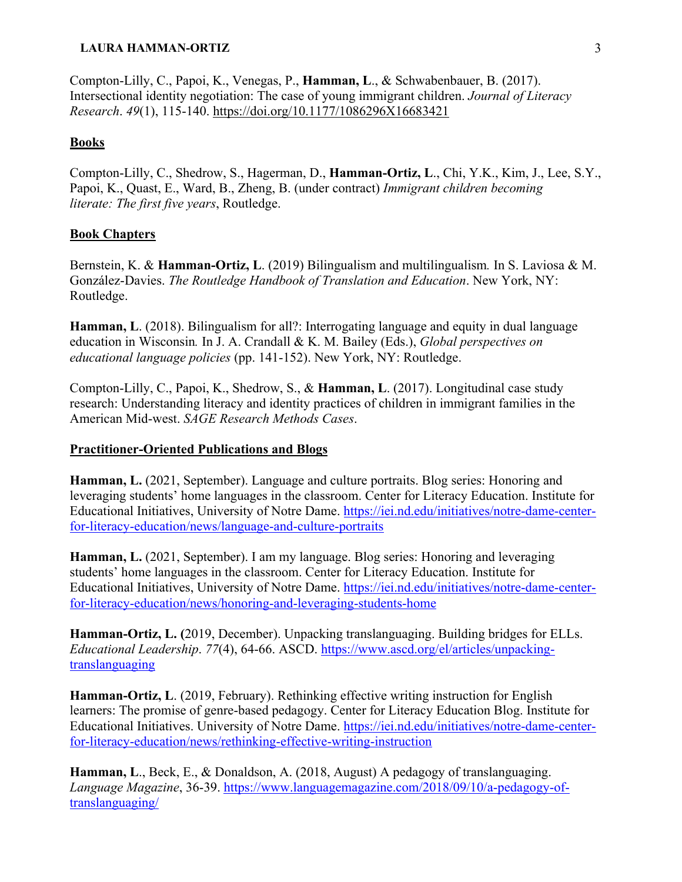Compton-Lilly, C., Papoi, K., Venegas, P., **Hamman, L**., & Schwabenbauer, B. (2017). Intersectional identity negotiation: The case of young immigrant children. *Journal of Literacy Research*. *49*(1), 115-140. https://doi.org/10.1177/1086296X16683421

## Books

Compton-Lilly, C., Shedrow, S., Hagerman, D., **Hamman-Ortiz, L**., Chi, Y.K., Kim, J., Lee, S.Y., Papoi, K., Quast, E., Ward, B., Zheng, B. (under contract) *Immigrant children becoming literate: The first five years*, Routledge.

## Book Chapters

Bernstein, K. & **Hamman-Ortiz, L**. (2019) Bilingualism and multilingualism*.* In S. Laviosa & M. González-Davies. *The Routledge Handbook of Translation and Education*. New York, NY: Routledge.

**Hamman, L**. (2018). Bilingualism for all?: Interrogating language and equity in dual language education in Wisconsin*.* In J. A. Crandall & K. M. Bailey (Eds.), *Global perspectives on educational language policies* (pp. 141-152). New York, NY: Routledge.

Compton-Lilly, C., Papoi, K., Shedrow, S., & **Hamman, L**. (2017). Longitudinal case study research: Understanding literacy and identity practices of children in immigrant families in the American Mid-west. *SAGE Research Methods Cases*.

## Practitioner-Oriented Publications and Blogs

**Hamman, L.** (2021, September). Language and culture portraits. Blog series: Honoring and leveraging students' home languages in the classroom. Center for Literacy Education. Institute for Educational Initiatives, University of Notre Dame. https://iei.nd.edu/initiatives/notre-dame-center-for-literacy-education/news/language-and-culture-portraits

**Hamman, L.** (2021, September). I am my language. Blog series: Honoring and leveraging students' home languages in the classroom. Center for Literacy Education. Institute for Educational Initiatives, University of Notre Dame. https://iei.nd.edu/initiatives/notre-dame-center-for-literacy-education/news/honoring-and-leveraging-students-home

**Hamman-Ortiz, L. (**2019, December). Unpacking translanguaging. Building bridges for ELLs. *Educational Leadership*. *77*(4), 64-66. ASCD. https://www.ascd.org/el/articles/unpacking-translanguaging

**Hamman-Ortiz, L**. (2019, February). Rethinking effective writing instruction for English learners: The promise of genre-based pedagogy. Center for Literacy Education Blog. Institute for Educational Initiatives. University of Notre Dame. https://iei.nd.edu/initiatives/notre-dame-center-for-literacy-education/news/rethinking-effective-writing-instruction

**Hamman, L**., Beck, E., & Donaldson, A. (2018, August) A pedagogy of translanguaging. *Language Magazine*, 36-39. https://www.languagemagazine.com/2018/09/10/a-pedagogy-of-translanguaging/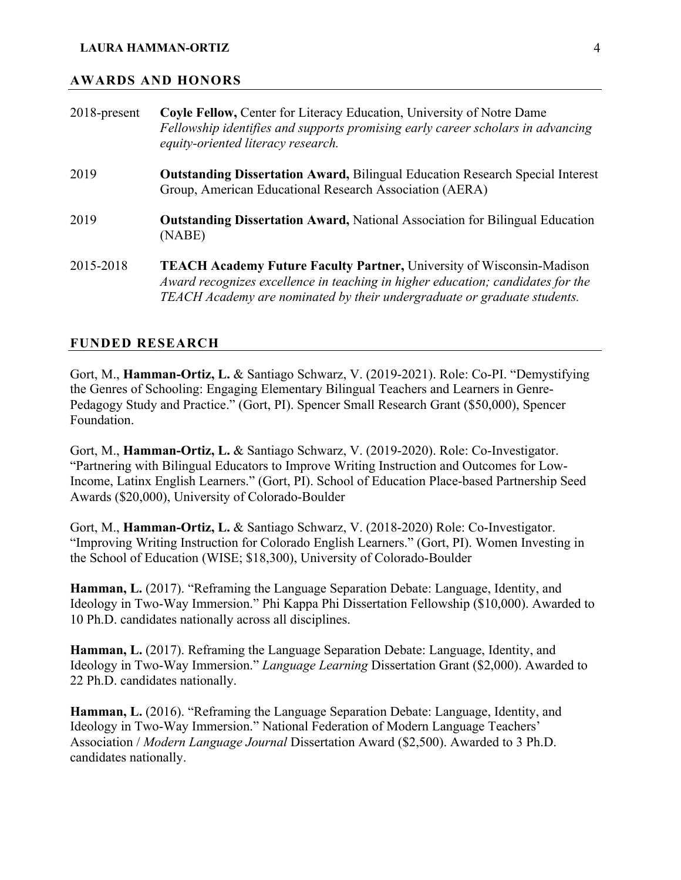## AWARDS AND HONORS

2018-present **Coyle Fellow,** Center for Literacy Education, University of Notre Dame
*Fellowship identifies and supports promising early career scholars in advancing equity-oriented literacy research.*

2019 **Outstanding Dissertation Award,** Bilingual Education Research Special Interest Group, American Educational Research Association (AERA)

2019 **Outstanding Dissertation Award,** National Association for Bilingual Education (NABE)

2015-2018 **TEACH Academy Future Faculty Partner,** University of Wisconsin-Madison
*Award recognizes excellence in teaching in higher education; candidates for the TEACH Academy are nominated by their undergraduate or graduate students.*

## FUNDED RESEARCH

Gort, M., **Hamman-Ortiz, L.** & Santiago Schwarz, V. (2019-2021). Role: Co-PI. "Demystifying the Genres of Schooling: Engaging Elementary Bilingual Teachers and Learners in Genre-Pedagogy Study and Practice." (Gort, PI). Spencer Small Research Grant ($50,000), Spencer Foundation.

Gort, M., **Hamman-Ortiz, L.** & Santiago Schwarz, V. (2019-2020). Role: Co-Investigator. "Partnering with Bilingual Educators to Improve Writing Instruction and Outcomes for Low-Income, Latinx English Learners." (Gort, PI). School of Education Place-based Partnership Seed Awards ($20,000), University of Colorado-Boulder

Gort, M., **Hamman-Ortiz, L.** & Santiago Schwarz, V. (2018-2020) Role: Co-Investigator. "Improving Writing Instruction for Colorado English Learners." (Gort, PI). Women Investing in the School of Education (WISE; $18,300), University of Colorado-Boulder

**Hamman, L.** (2017). "Reframing the Language Separation Debate: Language, Identity, and Ideology in Two-Way Immersion." Phi Kappa Phi Dissertation Fellowship ($10,000). Awarded to 10 Ph.D. candidates nationally across all disciplines.

**Hamman, L.** (2017). Reframing the Language Separation Debate: Language, Identity, and Ideology in Two-Way Immersion." *Language Learning* Dissertation Grant ($2,000). Awarded to 22 Ph.D. candidates nationally.

**Hamman, L.** (2016). "Reframing the Language Separation Debate: Language, Identity, and Ideology in Two-Way Immersion." National Federation of Modern Language Teachers' Association / *Modern Language Journal* Dissertation Award ($2,500). Awarded to 3 Ph.D. candidates nationally.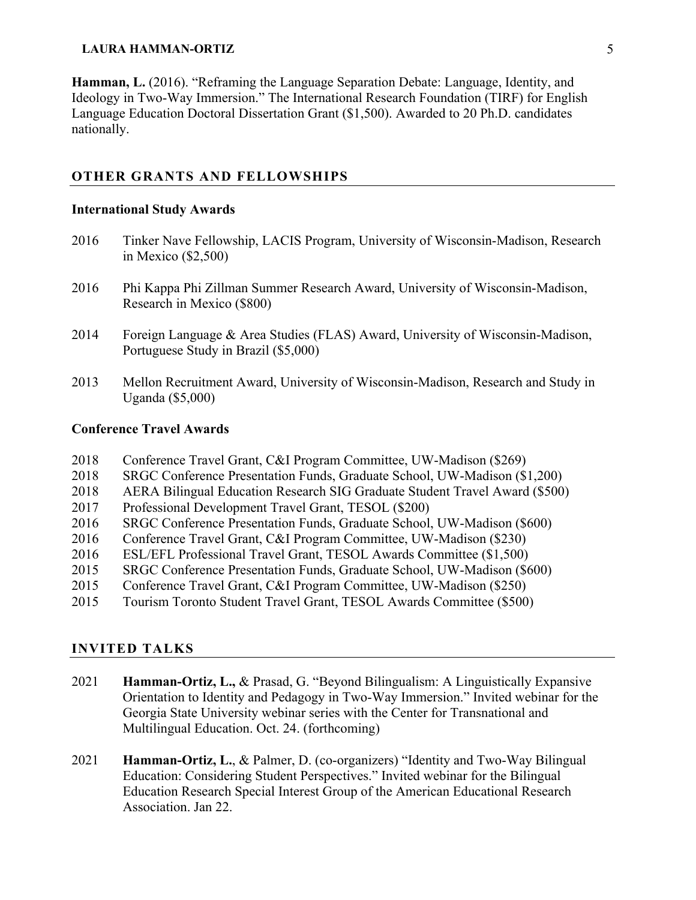**Hamman, L.** (2016). "Reframing the Language Separation Debate: Language, Identity, and Ideology in Two-Way Immersion." The International Research Foundation (TIRF) for English Language Education Doctoral Dissertation Grant ($1,500). Awarded to 20 Ph.D. candidates nationally.

## OTHER GRANTS AND FELLOWSHIPS

### International Study Awards

2016 Tinker Nave Fellowship, LACIS Program, University of Wisconsin-Madison, Research in Mexico ($2,500)

2016 Phi Kappa Phi Zillman Summer Research Award, University of Wisconsin-Madison, Research in Mexico ($800)

2014 Foreign Language & Area Studies (FLAS) Award, University of Wisconsin-Madison, Portuguese Study in Brazil ($5,000)

2013 Mellon Recruitment Award, University of Wisconsin-Madison, Research and Study in Uganda ($5,000)

### Conference Travel Awards

2018 Conference Travel Grant, C&I Program Committee, UW-Madison ($269)
2018 SRGC Conference Presentation Funds, Graduate School, UW-Madison ($1,200)
2018 AERA Bilingual Education Research SIG Graduate Student Travel Award ($500)
2017 Professional Development Travel Grant, TESOL ($200)
2016 SRGC Conference Presentation Funds, Graduate School, UW-Madison ($600)
2016 Conference Travel Grant, C&I Program Committee, UW-Madison ($230)
2016 ESL/EFL Professional Travel Grant, TESOL Awards Committee ($1,500)
2015 SRGC Conference Presentation Funds, Graduate School, UW-Madison ($600)
2015 Conference Travel Grant, C&I Program Committee, UW-Madison ($250)
2015 Tourism Toronto Student Travel Grant, TESOL Awards Committee ($500)

## INVITED TALKS

2021 **Hamman-Ortiz, L.,** & Prasad, G. "Beyond Bilingualism: A Linguistically Expansive Orientation to Identity and Pedagogy in Two-Way Immersion." Invited webinar for the Georgia State University webinar series with the Center for Transnational and Multilingual Education. Oct. 24. (forthcoming)

2021 **Hamman-Ortiz, L.**, & Palmer, D. (co-organizers) "Identity and Two-Way Bilingual Education: Considering Student Perspectives." Invited webinar for the Bilingual Education Research Special Interest Group of the American Educational Research Association. Jan 22.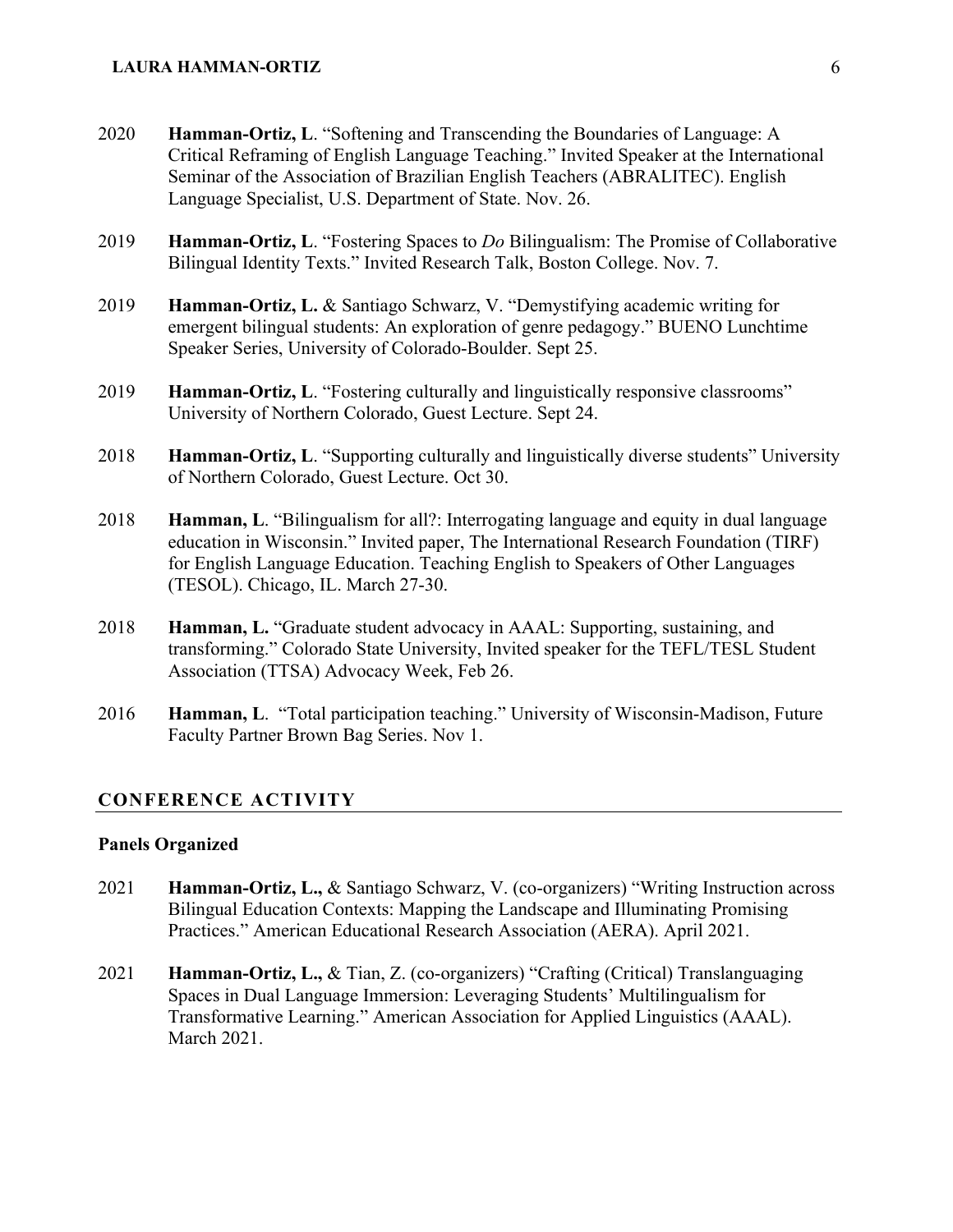2020 **Hamman-Ortiz, L**. "Softening and Transcending the Boundaries of Language: A Critical Reframing of English Language Teaching." Invited Speaker at the International Seminar of the Association of Brazilian English Teachers (ABRALITEC). English Language Specialist, U.S. Department of State. Nov. 26.

2019 **Hamman-Ortiz, L**. "Fostering Spaces to *Do* Bilingualism: The Promise of Collaborative Bilingual Identity Texts." Invited Research Talk, Boston College. Nov. 7.

2019 **Hamman-Ortiz, L.** & Santiago Schwarz, V. "Demystifying academic writing for emergent bilingual students: An exploration of genre pedagogy." BUENO Lunchtime Speaker Series, University of Colorado-Boulder. Sept 25.

2019 **Hamman-Ortiz, L**. "Fostering culturally and linguistically responsive classrooms" University of Northern Colorado, Guest Lecture. Sept 24.

2018 **Hamman-Ortiz, L**. "Supporting culturally and linguistically diverse students" University of Northern Colorado, Guest Lecture. Oct 30.

2018 **Hamman, L**. "Bilingualism for all?: Interrogating language and equity in dual language education in Wisconsin." Invited paper, The International Research Foundation (TIRF) for English Language Education. Teaching English to Speakers of Other Languages (TESOL). Chicago, IL. March 27-30.

2018 **Hamman, L.** "Graduate student advocacy in AAAL: Supporting, sustaining, and transforming." Colorado State University, Invited speaker for the TEFL/TESL Student Association (TTSA) Advocacy Week, Feb 26.

2016 **Hamman, L**. "Total participation teaching." University of Wisconsin-Madison, Future Faculty Partner Brown Bag Series. Nov 1.

## CONFERENCE ACTIVITY

### Panels Organized

2021 **Hamman-Ortiz, L.,** & Santiago Schwarz, V. (co-organizers) "Writing Instruction across Bilingual Education Contexts: Mapping the Landscape and Illuminating Promising Practices." American Educational Research Association (AERA). April 2021.

2021 **Hamman-Ortiz, L.,** & Tian, Z. (co-organizers) "Crafting (Critical) Translanguaging Spaces in Dual Language Immersion: Leveraging Students' Multilingualism for Transformative Learning." American Association for Applied Linguistics (AAAL). March 2021.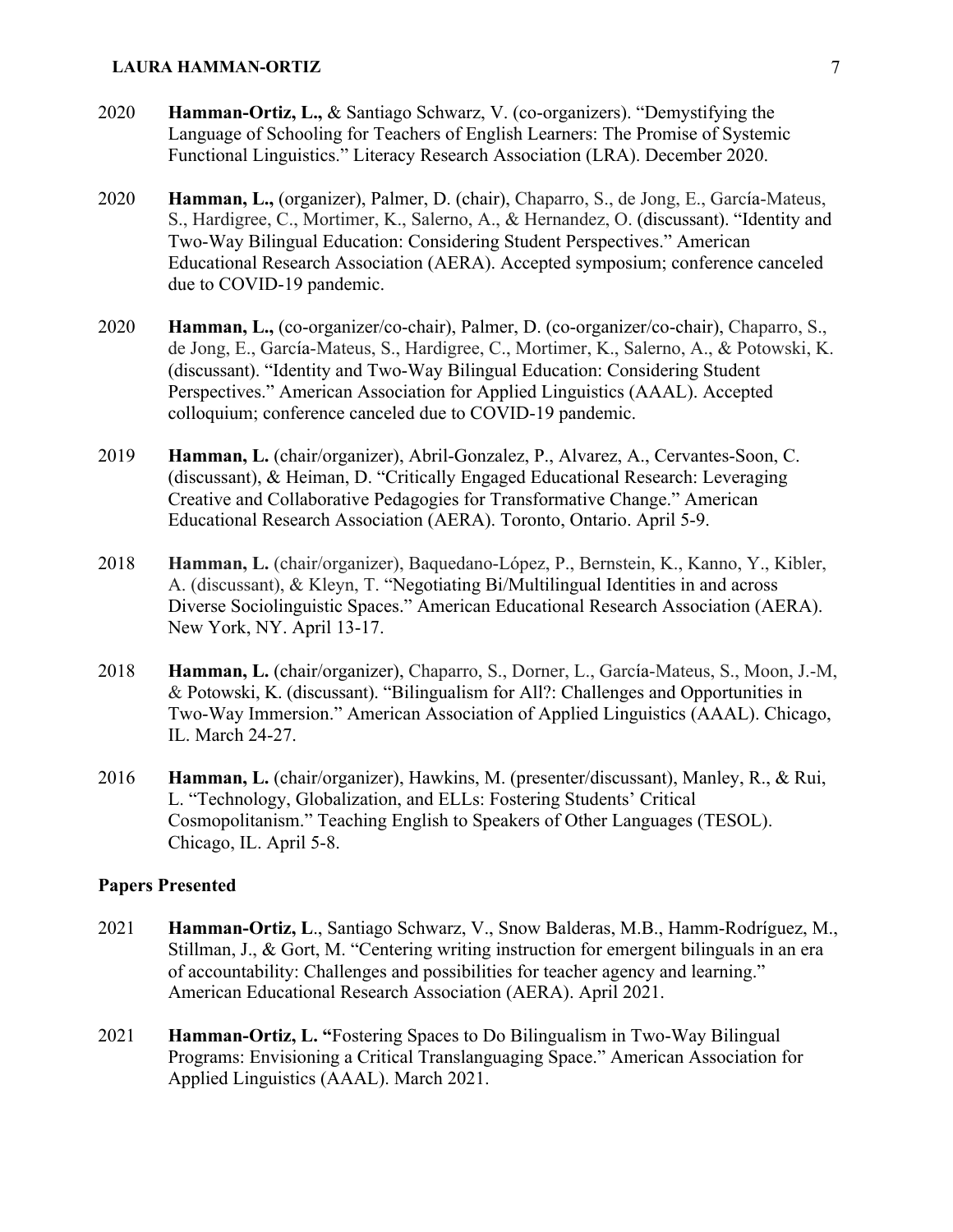2020 **Hamman-Ortiz, L.,** & Santiago Schwarz, V. (co-organizers). "Demystifying the Language of Schooling for Teachers of English Learners: The Promise of Systemic Functional Linguistics." Literacy Research Association (LRA). December 2020.

2020 **Hamman, L.,** (organizer), Palmer, D. (chair), Chaparro, S., de Jong, E., García-Mateus, S., Hardigree, C., Mortimer, K., Salerno, A., & Hernandez, O. (discussant). "Identity and Two-Way Bilingual Education: Considering Student Perspectives." American Educational Research Association (AERA). Accepted symposium; conference canceled due to COVID-19 pandemic.

2020 **Hamman, L.,** (co-organizer/co-chair), Palmer, D. (co-organizer/co-chair), Chaparro, S., de Jong, E., García-Mateus, S., Hardigree, C., Mortimer, K., Salerno, A., & Potowski, K. (discussant). "Identity and Two-Way Bilingual Education: Considering Student Perspectives." American Association for Applied Linguistics (AAAL). Accepted colloquium; conference canceled due to COVID-19 pandemic.

2019 **Hamman, L.** (chair/organizer), Abril-Gonzalez, P., Alvarez, A., Cervantes-Soon, C. (discussant), & Heiman, D. "Critically Engaged Educational Research: Leveraging Creative and Collaborative Pedagogies for Transformative Change." American Educational Research Association (AERA). Toronto, Ontario. April 5-9.

2018 **Hamman, L.** (chair/organizer), Baquedano-López, P., Bernstein, K., Kanno, Y., Kibler, A. (discussant), & Kleyn, T. "Negotiating Bi/Multilingual Identities in and across Diverse Sociolinguistic Spaces." American Educational Research Association (AERA). New York, NY. April 13-17.

2018 **Hamman, L.** (chair/organizer), Chaparro, S., Dorner, L., García-Mateus, S., Moon, J.-M, & Potowski, K. (discussant). "Bilingualism for All?: Challenges and Opportunities in Two-Way Immersion." American Association of Applied Linguistics (AAAL). Chicago, IL. March 24-27.

2016 **Hamman, L.** (chair/organizer), Hawkins, M. (presenter/discussant), Manley, R., & Rui, L. "Technology, Globalization, and ELLs: Fostering Students' Critical Cosmopolitanism." Teaching English to Speakers of Other Languages (TESOL). Chicago, IL. April 5-8.

### Papers Presented

2021 **Hamman-Ortiz, L**., Santiago Schwarz, V., Snow Balderas, M.B., Hamm-Rodríguez, M., Stillman, J., & Gort, M. "Centering writing instruction for emergent bilinguals in an era of accountability: Challenges and possibilities for teacher agency and learning." American Educational Research Association (AERA). April 2021.

2021 **Hamman-Ortiz, L. "**Fostering Spaces to Do Bilingualism in Two-Way Bilingual Programs: Envisioning a Critical Translanguaging Space." American Association for Applied Linguistics (AAAL). March 2021.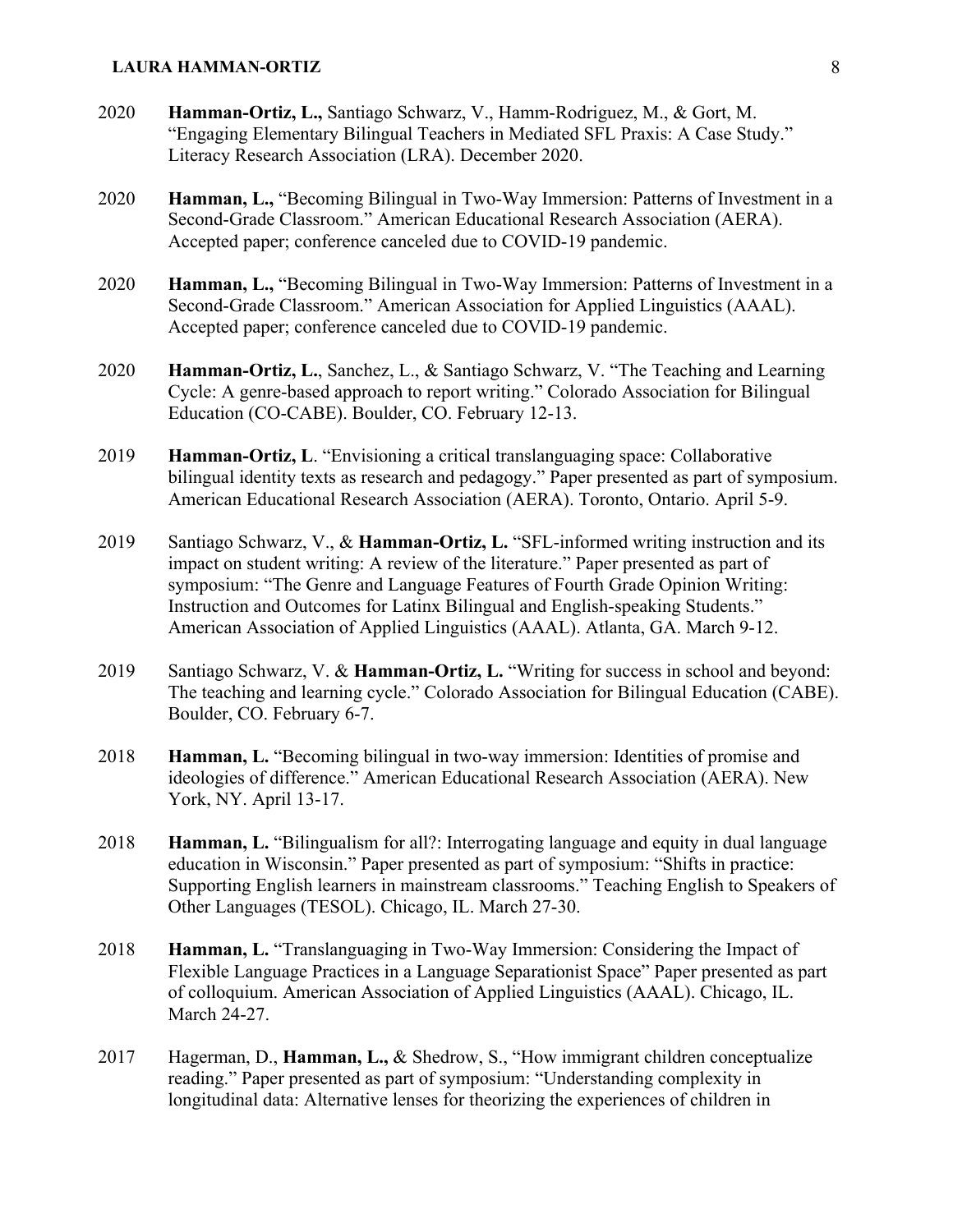2020 **Hamman-Ortiz, L.,** Santiago Schwarz, V., Hamm-Rodriguez, M., & Gort, M. "Engaging Elementary Bilingual Teachers in Mediated SFL Praxis: A Case Study." Literacy Research Association (LRA). December 2020.

2020 **Hamman, L.,** "Becoming Bilingual in Two-Way Immersion: Patterns of Investment in a Second-Grade Classroom." American Educational Research Association (AERA). Accepted paper; conference canceled due to COVID-19 pandemic.

2020 **Hamman, L.,** "Becoming Bilingual in Two-Way Immersion: Patterns of Investment in a Second-Grade Classroom." American Association for Applied Linguistics (AAAL). Accepted paper; conference canceled due to COVID-19 pandemic.

2020 **Hamman-Ortiz, L.**, Sanchez, L., & Santiago Schwarz, V. "The Teaching and Learning Cycle: A genre-based approach to report writing." Colorado Association for Bilingual Education (CO-CABE). Boulder, CO. February 12-13.

2019 **Hamman-Ortiz, L**. "Envisioning a critical translanguaging space: Collaborative bilingual identity texts as research and pedagogy." Paper presented as part of symposium. American Educational Research Association (AERA). Toronto, Ontario. April 5-9.

2019 Santiago Schwarz, V., & **Hamman-Ortiz, L.** "SFL-informed writing instruction and its impact on student writing: A review of the literature." Paper presented as part of symposium: "The Genre and Language Features of Fourth Grade Opinion Writing: Instruction and Outcomes for Latinx Bilingual and English-speaking Students." American Association of Applied Linguistics (AAAL). Atlanta, GA. March 9-12.

2019 Santiago Schwarz, V. & **Hamman-Ortiz, L.** "Writing for success in school and beyond: The teaching and learning cycle." Colorado Association for Bilingual Education (CABE). Boulder, CO. February 6-7.

2018 **Hamman, L.** "Becoming bilingual in two-way immersion: Identities of promise and ideologies of difference." American Educational Research Association (AERA). New York, NY. April 13-17.

2018 **Hamman, L.** "Bilingualism for all?: Interrogating language and equity in dual language education in Wisconsin." Paper presented as part of symposium: "Shifts in practice: Supporting English learners in mainstream classrooms." Teaching English to Speakers of Other Languages (TESOL). Chicago, IL. March 27-30.

2018 **Hamman, L.** "Translanguaging in Two-Way Immersion: Considering the Impact of Flexible Language Practices in a Language Separationist Space" Paper presented as part of colloquium. American Association of Applied Linguistics (AAAL). Chicago, IL. March 24-27.

2017 Hagerman, D., **Hamman, L.,** & Shedrow, S., "How immigrant children conceptualize reading." Paper presented as part of symposium: "Understanding complexity in longitudinal data: Alternative lenses for theorizing the experiences of children in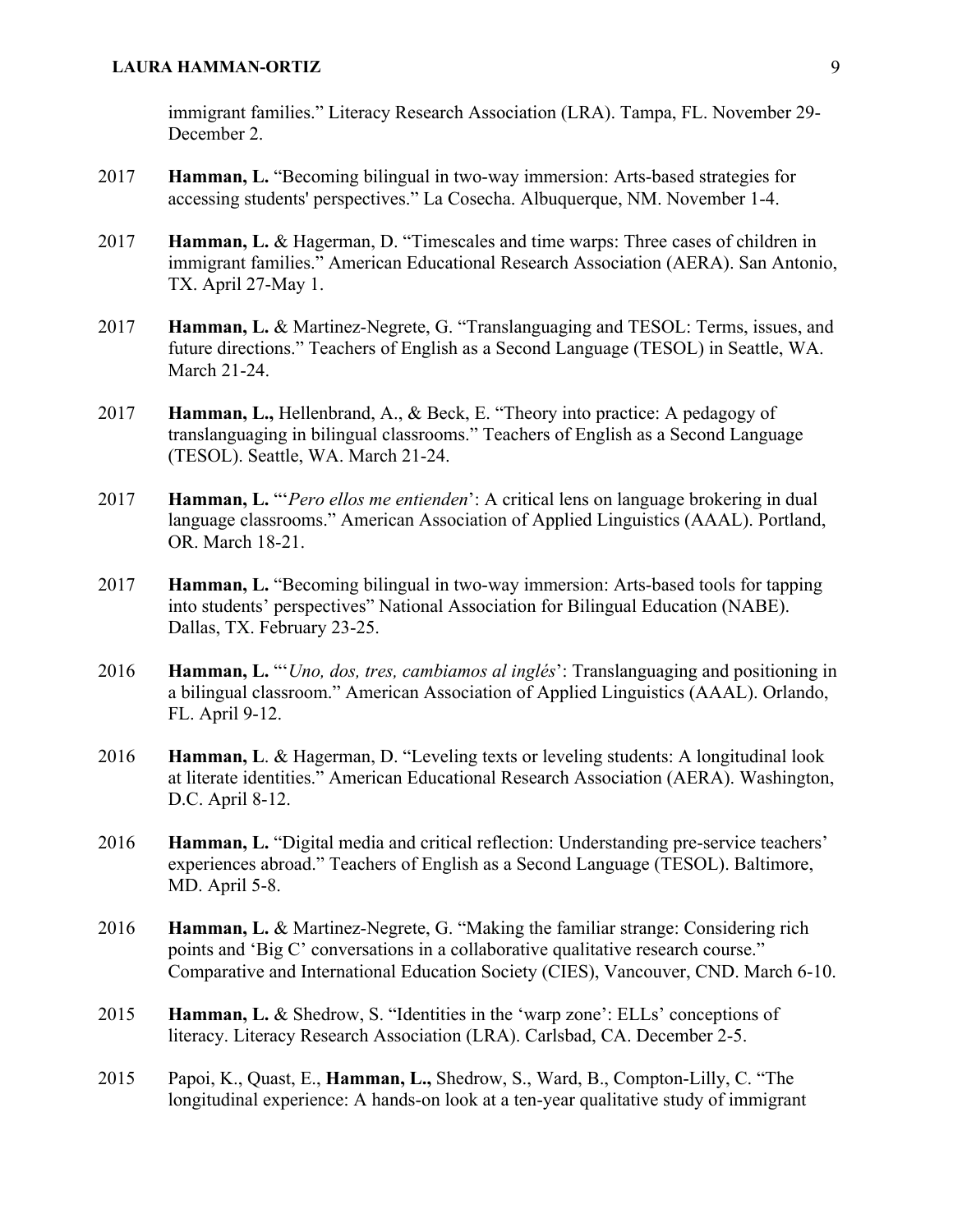immigrant families." Literacy Research Association (LRA). Tampa, FL. November 29-December 2.

2017 **Hamman, L.** "Becoming bilingual in two-way immersion: Arts-based strategies for accessing students' perspectives." La Cosecha. Albuquerque, NM. November 1-4.

2017 **Hamman, L.** & Hagerman, D. "Timescales and time warps: Three cases of children in immigrant families." American Educational Research Association (AERA). San Antonio, TX. April 27-May 1.

2017 **Hamman, L.** & Martinez-Negrete, G. "Translanguaging and TESOL: Terms, issues, and future directions." Teachers of English as a Second Language (TESOL) in Seattle, WA. March 21-24.

2017 **Hamman, L.,** Hellenbrand, A., & Beck, E. "Theory into practice: A pedagogy of translanguaging in bilingual classrooms." Teachers of English as a Second Language (TESOL). Seattle, WA. March 21-24.

2017 **Hamman, L.** "'*Pero ellos me entienden*': A critical lens on language brokering in dual language classrooms." American Association of Applied Linguistics (AAAL). Portland, OR. March 18-21.

2017 **Hamman, L.** "Becoming bilingual in two-way immersion: Arts-based tools for tapping into students' perspectives" National Association for Bilingual Education (NABE). Dallas, TX. February 23-25.

2016 **Hamman, L.** "'*Uno, dos, tres, cambiamos al inglés*': Translanguaging and positioning in a bilingual classroom." American Association of Applied Linguistics (AAAL). Orlando, FL. April 9-12.

2016 **Hamman, L**. & Hagerman, D. "Leveling texts or leveling students: A longitudinal look at literate identities." American Educational Research Association (AERA). Washington, D.C. April 8-12.

2016 **Hamman, L.** "Digital media and critical reflection: Understanding pre-service teachers' experiences abroad." Teachers of English as a Second Language (TESOL). Baltimore, MD. April 5-8.

2016 **Hamman, L.** & Martinez-Negrete, G. "Making the familiar strange: Considering rich points and 'Big C' conversations in a collaborative qualitative research course." Comparative and International Education Society (CIES), Vancouver, CND. March 6-10.

2015 **Hamman, L.** & Shedrow, S. "Identities in the 'warp zone': ELLs' conceptions of literacy. Literacy Research Association (LRA). Carlsbad, CA. December 2-5.

2015 Papoi, K., Quast, E., **Hamman, L.,** Shedrow, S., Ward, B., Compton-Lilly, C. "The longitudinal experience: A hands-on look at a ten-year qualitative study of immigrant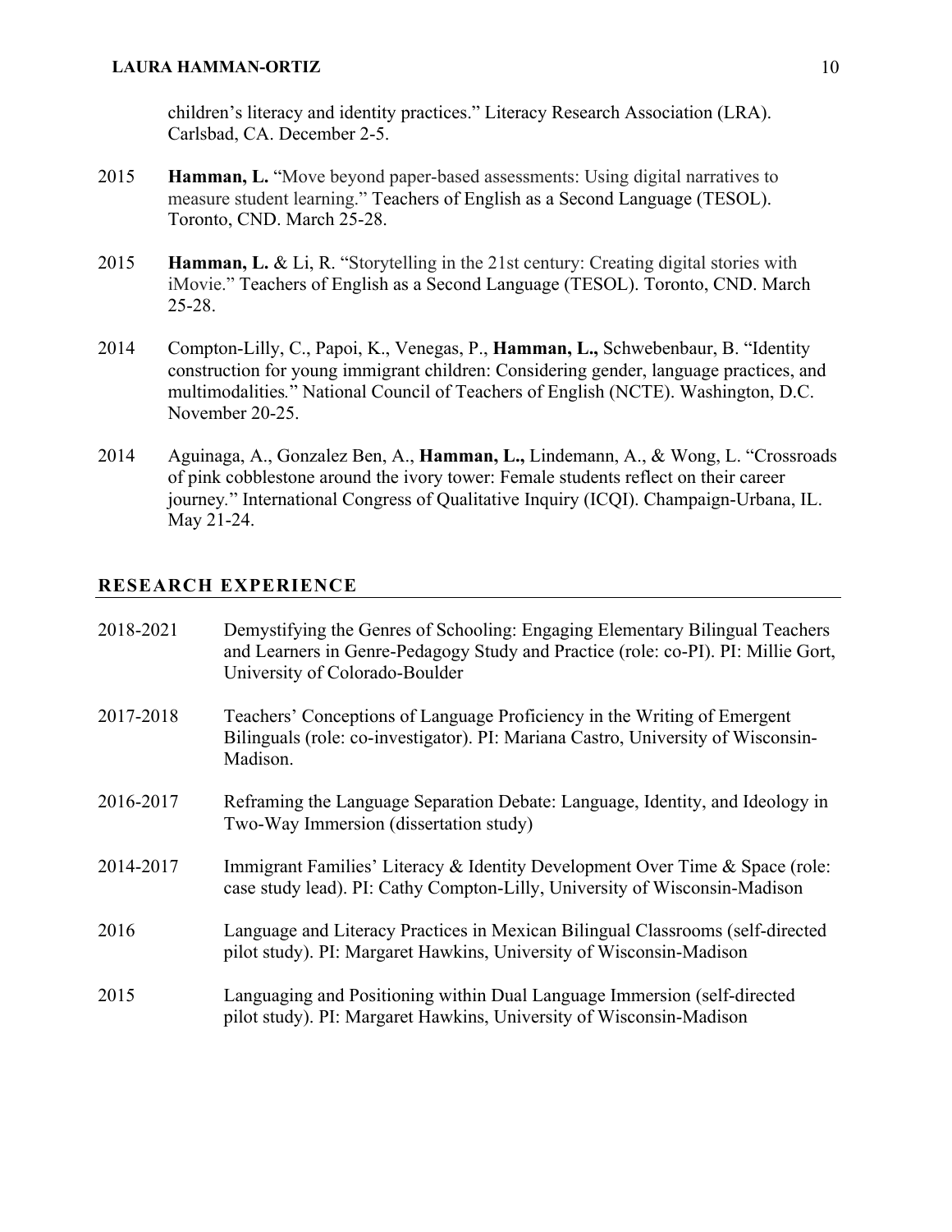children's literacy and identity practices." Literacy Research Association (LRA). Carlsbad, CA. December 2-5.

2015 **Hamman, L.** "Move beyond paper-based assessments: Using digital narratives to measure student learning." Teachers of English as a Second Language (TESOL). Toronto, CND. March 25-28.

2015 **Hamman, L.** & Li, R. "Storytelling in the 21st century: Creating digital stories with iMovie." Teachers of English as a Second Language (TESOL). Toronto, CND. March 25-28.

2014 Compton-Lilly, C., Papoi, K., Venegas, P., **Hamman, L.,** Schwebenbaur, B. "Identity construction for young immigrant children: Considering gender, language practices, and multimodalities." National Council of Teachers of English (NCTE). Washington, D.C. November 20-25.

2014 Aguinaga, A., Gonzalez Ben, A., **Hamman, L.,** Lindemann, A., & Wong, L. "Crossroads of pink cobblestone around the ivory tower: Female students reflect on their career journey." International Congress of Qualitative Inquiry (ICQI). Champaign-Urbana, IL. May 21-24.

## RESEARCH EXPERIENCE

2018-2021 Demystifying the Genres of Schooling: Engaging Elementary Bilingual Teachers and Learners in Genre-Pedagogy Study and Practice (role: co-PI). PI: Millie Gort, University of Colorado-Boulder

2017-2018 Teachers' Conceptions of Language Proficiency in the Writing of Emergent Bilinguals (role: co-investigator). PI: Mariana Castro, University of Wisconsin-Madison.

2016-2017 Reframing the Language Separation Debate: Language, Identity, and Ideology in Two-Way Immersion (dissertation study)

2014-2017 Immigrant Families' Literacy & Identity Development Over Time & Space (role: case study lead). PI: Cathy Compton-Lilly, University of Wisconsin-Madison

2016 Language and Literacy Practices in Mexican Bilingual Classrooms (self-directed pilot study). PI: Margaret Hawkins, University of Wisconsin-Madison

2015 Languaging and Positioning within Dual Language Immersion (self-directed pilot study). PI: Margaret Hawkins, University of Wisconsin-Madison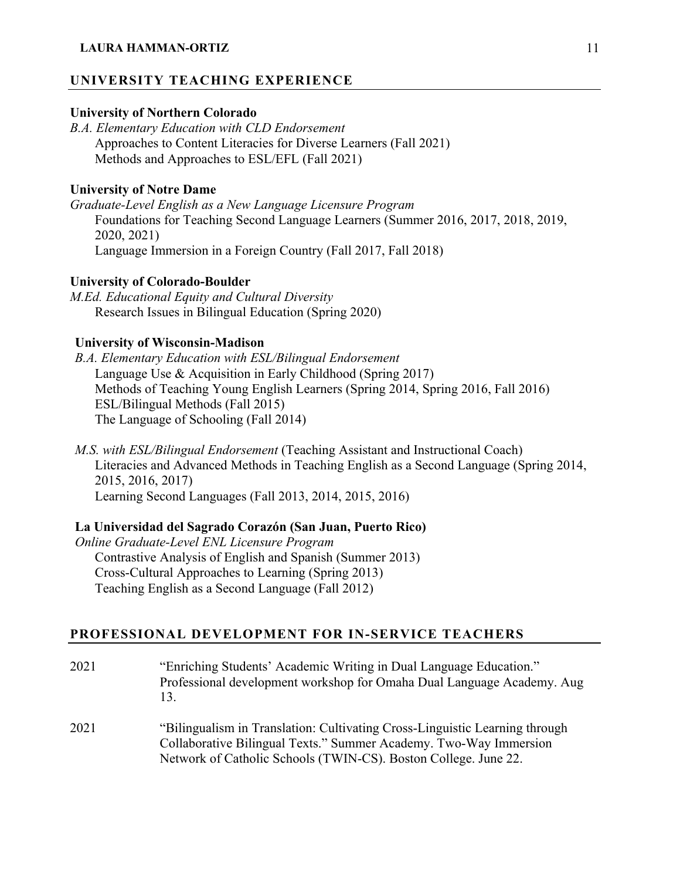## UNIVERSITY TEACHING EXPERIENCE

**University of Northern Colorado**

*B.A. Elementary Education with CLD Endorsement*

- Approaches to Content Literacies for Diverse Learners (Fall 2021)
- Methods and Approaches to ESL/EFL (Fall 2021)

**University of Notre Dame**

*Graduate-Level English as a New Language Licensure Program*

- Foundations for Teaching Second Language Learners (Summer 2016, 2017, 2018, 2019, 2020, 2021)
- Language Immersion in a Foreign Country (Fall 2017, Fall 2018)

**University of Colorado-Boulder**

*M.Ed. Educational Equity and Cultural Diversity*

- Research Issues in Bilingual Education (Spring 2020)

**University of Wisconsin-Madison**

*B.A. Elementary Education with ESL/Bilingual Endorsement*

- Language Use & Acquisition in Early Childhood (Spring 2017)
- Methods of Teaching Young English Learners (Spring 2014, Spring 2016, Fall 2016)
- ESL/Bilingual Methods (Fall 2015)
- The Language of Schooling (Fall 2014)

*M.S. with ESL/Bilingual Endorsement* (Teaching Assistant and Instructional Coach)

- Literacies and Advanced Methods in Teaching English as a Second Language (Spring 2014, 2015, 2016, 2017)
- Learning Second Languages (Fall 2013, 2014, 2015, 2016)

**La Universidad del Sagrado Corazón (San Juan, Puerto Rico)**

*Online Graduate-Level ENL Licensure Program*

- Contrastive Analysis of English and Spanish (Summer 2013)
- Cross-Cultural Approaches to Learning (Spring 2013)
- Teaching English as a Second Language (Fall 2012)

## PROFESSIONAL DEVELOPMENT FOR IN-SERVICE TEACHERS

2021 "Enriching Students' Academic Writing in Dual Language Education." Professional development workshop for Omaha Dual Language Academy. Aug 13.

2021 "Bilingualism in Translation: Cultivating Cross-Linguistic Learning through Collaborative Bilingual Texts." Summer Academy. Two-Way Immersion Network of Catholic Schools (TWIN-CS). Boston College. June 22.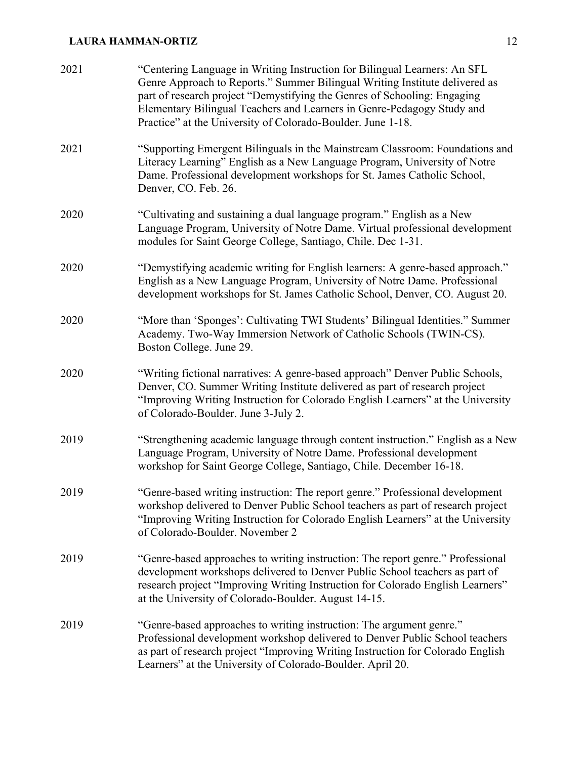2021 “Centering Language in Writing Instruction for Bilingual Learners: An SFL Genre Approach to Reports.” Summer Bilingual Writing Institute delivered as part of research project “Demystifying the Genres of Schooling: Engaging Elementary Bilingual Teachers and Learners in Genre-Pedagogy Study and Practice” at the University of Colorado-Boulder. June 1-18.

2021 “Supporting Emergent Bilinguals in the Mainstream Classroom: Foundations and Literacy Learning” English as a New Language Program, University of Notre Dame. Professional development workshops for St. James Catholic School, Denver, CO. Feb. 26.

2020 “Cultivating and sustaining a dual language program.” English as a New Language Program, University of Notre Dame. Virtual professional development modules for Saint George College, Santiago, Chile. Dec 1-31.

2020 “Demystifying academic writing for English learners: A genre-based approach.” English as a New Language Program, University of Notre Dame. Professional development workshops for St. James Catholic School, Denver, CO. August 20.

2020 “More than ‘Sponges’: Cultivating TWI Students’ Bilingual Identities.” Summer Academy. Two-Way Immersion Network of Catholic Schools (TWIN-CS). Boston College. June 29.

2020 “Writing fictional narratives: A genre-based approach” Denver Public Schools, Denver, CO. Summer Writing Institute delivered as part of research project “Improving Writing Instruction for Colorado English Learners” at the University of Colorado-Boulder. June 3-July 2.

2019 “Strengthening academic language through content instruction.” English as a New Language Program, University of Notre Dame. Professional development workshop for Saint George College, Santiago, Chile. December 16-18.

2019 “Genre-based writing instruction: The report genre.” Professional development workshop delivered to Denver Public School teachers as part of research project “Improving Writing Instruction for Colorado English Learners” at the University of Colorado-Boulder. November 2

2019 “Genre-based approaches to writing instruction: The report genre.” Professional development workshops delivered to Denver Public School teachers as part of research project “Improving Writing Instruction for Colorado English Learners” at the University of Colorado-Boulder. August 14-15.

2019 “Genre-based approaches to writing instruction: The argument genre.” Professional development workshop delivered to Denver Public School teachers as part of research project “Improving Writing Instruction for Colorado English Learners” at the University of Colorado-Boulder. April 20.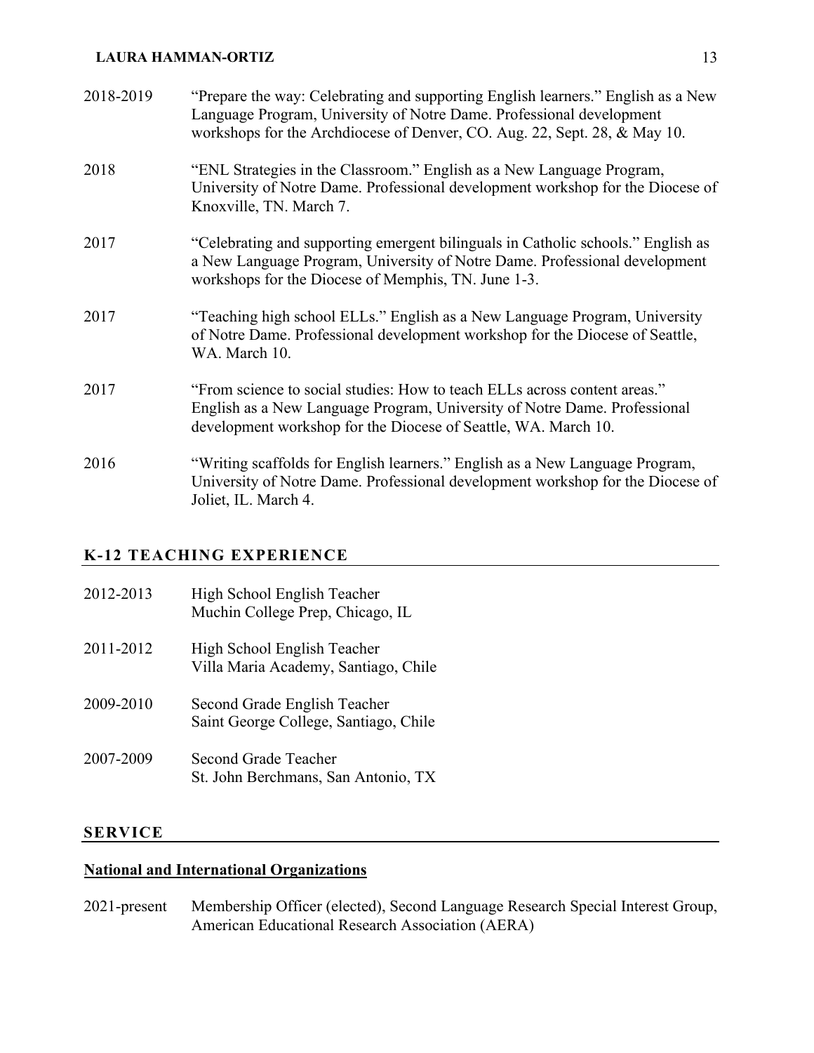2018-2019 "Prepare the way: Celebrating and supporting English learners." English as a New Language Program, University of Notre Dame. Professional development workshops for the Archdiocese of Denver, CO. Aug. 22, Sept. 28, & May 10.

2018 "ENL Strategies in the Classroom." English as a New Language Program, University of Notre Dame. Professional development workshop for the Diocese of Knoxville, TN. March 7.

2017 "Celebrating and supporting emergent bilinguals in Catholic schools." English as a New Language Program, University of Notre Dame. Professional development workshops for the Diocese of Memphis, TN. June 1-3.

2017 "Teaching high school ELLs." English as a New Language Program, University of Notre Dame. Professional development workshop for the Diocese of Seattle, WA. March 10.

2017 "From science to social studies: How to teach ELLs across content areas." English as a New Language Program, University of Notre Dame. Professional development workshop for the Diocese of Seattle, WA. March 10.

2016 "Writing scaffolds for English learners." English as a New Language Program, University of Notre Dame. Professional development workshop for the Diocese of Joliet, IL. March 4.

## K-12 TEACHING EXPERIENCE

2012-2013 High School English Teacher
Muchin College Prep, Chicago, IL

2011-2012 High School English Teacher
Villa Maria Academy, Santiago, Chile

2009-2010 Second Grade English Teacher
Saint George College, Santiago, Chile

2007-2009 Second Grade Teacher
St. John Berchmans, San Antonio, TX

## SERVICE

### National and International Organizations

2021-present Membership Officer (elected), Second Language Research Special Interest Group, American Educational Research Association (AERA)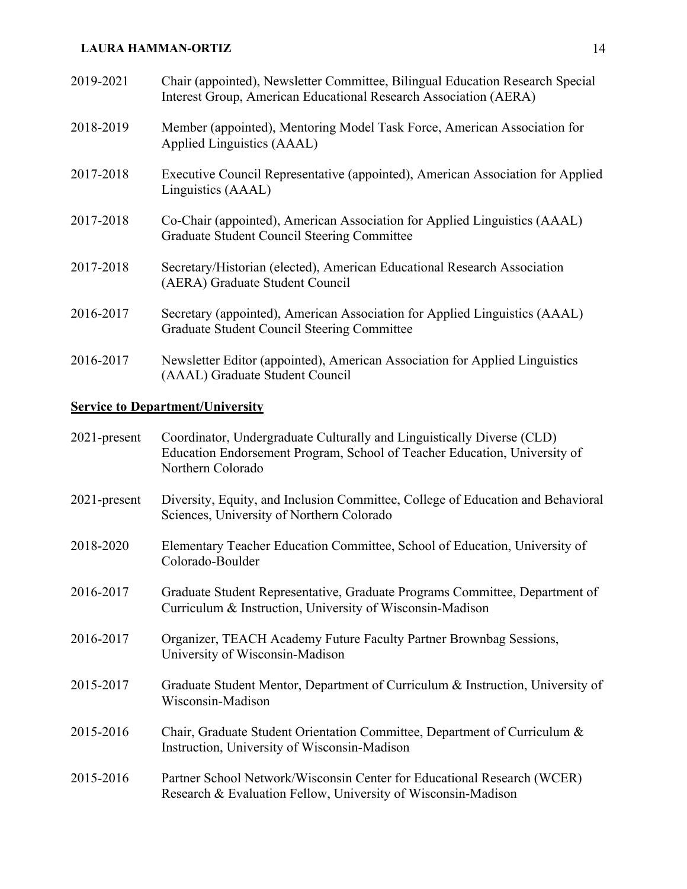2019-2021 Chair (appointed), Newsletter Committee, Bilingual Education Research Special Interest Group, American Educational Research Association (AERA)

2018-2019 Member (appointed), Mentoring Model Task Force, American Association for Applied Linguistics (AAAL)

2017-2018 Executive Council Representative (appointed), American Association for Applied Linguistics (AAAL)

2017-2018 Co-Chair (appointed), American Association for Applied Linguistics (AAAL) Graduate Student Council Steering Committee

2017-2018 Secretary/Historian (elected), American Educational Research Association (AERA) Graduate Student Council

2016-2017 Secretary (appointed), American Association for Applied Linguistics (AAAL) Graduate Student Council Steering Committee

2016-2017 Newsletter Editor (appointed), American Association for Applied Linguistics (AAAL) Graduate Student Council

## Service to Department/University

2021-present Coordinator, Undergraduate Culturally and Linguistically Diverse (CLD) Education Endorsement Program, School of Teacher Education, University of Northern Colorado

2021-present Diversity, Equity, and Inclusion Committee, College of Education and Behavioral Sciences, University of Northern Colorado

2018-2020 Elementary Teacher Education Committee, School of Education, University of Colorado-Boulder

2016-2017 Graduate Student Representative, Graduate Programs Committee, Department of Curriculum & Instruction, University of Wisconsin-Madison

2016-2017 Organizer, TEACH Academy Future Faculty Partner Brownbag Sessions, University of Wisconsin-Madison

2015-2017 Graduate Student Mentor, Department of Curriculum & Instruction, University of Wisconsin-Madison

2015-2016 Chair, Graduate Student Orientation Committee, Department of Curriculum & Instruction, University of Wisconsin-Madison

2015-2016 Partner School Network/Wisconsin Center for Educational Research (WCER) Research & Evaluation Fellow, University of Wisconsin-Madison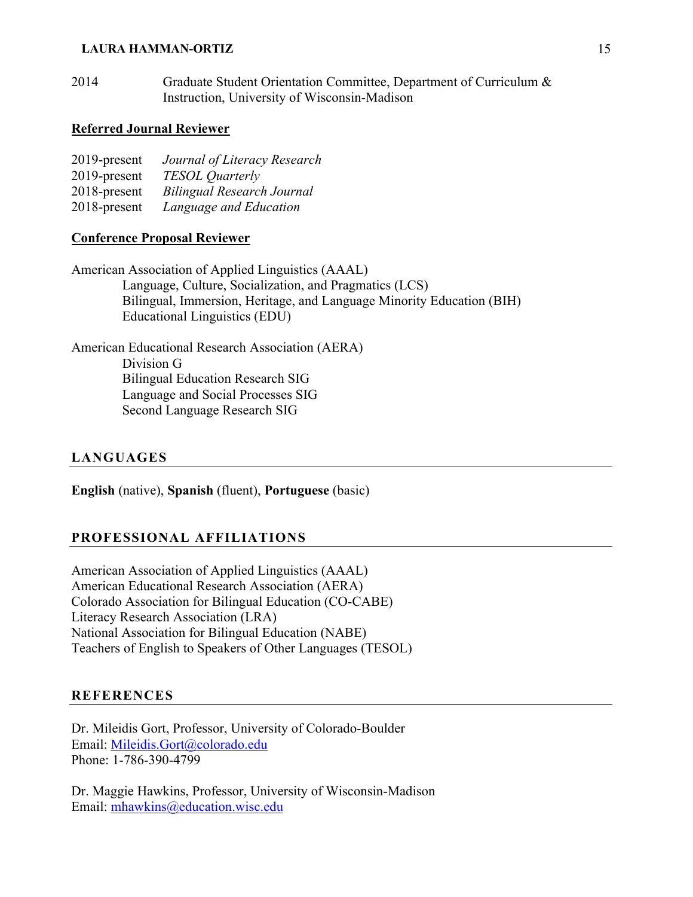2014 Graduate Student Orientation Committee, Department of Curriculum & Instruction, University of Wisconsin-Madison

**Referred Journal Reviewer**

2019-present *Journal of Literacy Research*
2019-present *TESOL Quarterly*
2018-present *Bilingual Research Journal*
2018-present *Language and Education*

**Conference Proposal Reviewer**

American Association of Applied Linguistics (AAAL)
- Language, Culture, Socialization, and Pragmatics (LCS)
- Bilingual, Immersion, Heritage, and Language Minority Education (BIH)
- Educational Linguistics (EDU)

American Educational Research Association (AERA)
- Division G
- Bilingual Education Research SIG
- Language and Social Processes SIG
- Second Language Research SIG

## LANGUAGES

**English** (native), **Spanish** (fluent), **Portuguese** (basic)

## PROFESSIONAL AFFILIATIONS

American Association of Applied Linguistics (AAAL)
American Educational Research Association (AERA)
Colorado Association for Bilingual Education (CO-CABE)
Literacy Research Association (LRA)
National Association for Bilingual Education (NABE)
Teachers of English to Speakers of Other Languages (TESOL)

## REFERENCES

Dr. Mileidis Gort, Professor, University of Colorado-Boulder
Email: Mileidis.Gort@colorado.edu
Phone: 1-786-390-4799

Dr. Maggie Hawkins, Professor, University of Wisconsin-Madison
Email: mhawkins@education.wisc.edu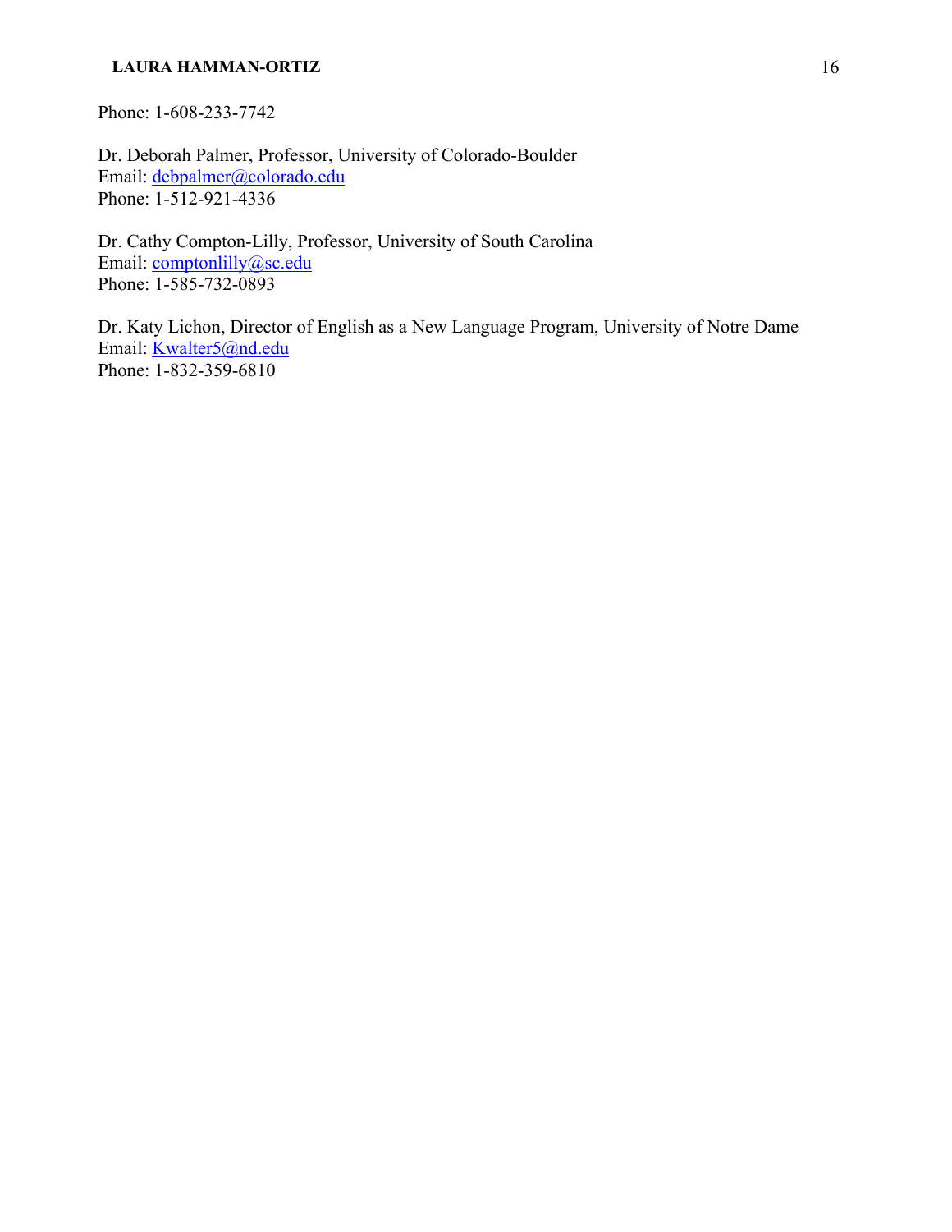Phone: 1-608-233-7742

Dr. Deborah Palmer, Professor, University of Colorado-Boulder
Email: debpalmer@colorado.edu
Phone: 1-512-921-4336

Dr. Cathy Compton-Lilly, Professor, University of South Carolina
Email: comptonlilly@sc.edu
Phone: 1-585-732-0893

Dr. Katy Lichon, Director of English as a New Language Program, University of Notre Dame
Email: Kwalter5@nd.edu
Phone: 1-832-359-6810